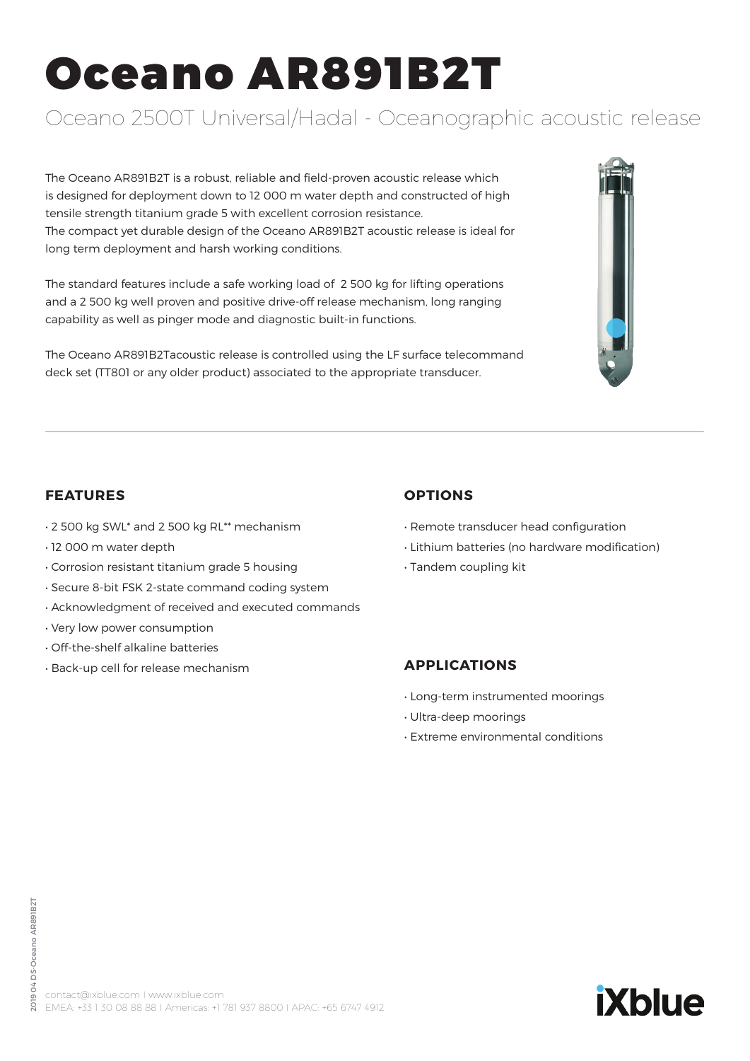# Oceano AR891B2T

Oceano 2500T Universal/Hadal - Oceanographic acoustic release

The Oceano AR891B2T is a robust, reliable and field-proven acoustic release which is designed for deployment down to 12 000 m water depth and constructed of high tensile strength titanium grade 5 with excellent corrosion resistance.
The compact yet durable design of the Oceano AR891B2T acoustic release is ideal for long term deployment and harsh working conditions.

The standard features include a safe working load of 2 500 kg for lifting operations and a 2 500 kg well proven and positive drive-off release mechanism, long ranging capability as well as pinger mode and diagnostic built-in functions.

The Oceano AR891B2Tacoustic release is controlled using the LF surface telecommand deck set (TT801 or any older product) associated to the appropriate transducer.

## FEATURES

- 2 500 kg SWL* and 2 500 kg RL** mechanism
- 12 000 m water depth
- Corrosion resistant titanium grade 5 housing
- Secure 8-bit FSK 2-state command coding system
- Acknowledgment of received and executed commands
- Very low power consumption
- Off-the-shelf alkaline batteries
- Back-up cell for release mechanism

## OPTIONS

- Remote transducer head configuration
- Lithium batteries (no hardware modification)
- Tandem coupling kit

## APPLICATIONS

- Long-term instrumented moorings
- Ultra-deep moorings
- Extreme environmental conditions

contact@ixblue.com I www.ixblue.com
EMEA: +33 1 30 08 88 88 I Americas: +1 781 937 8800 I APAC: +65 6747 4912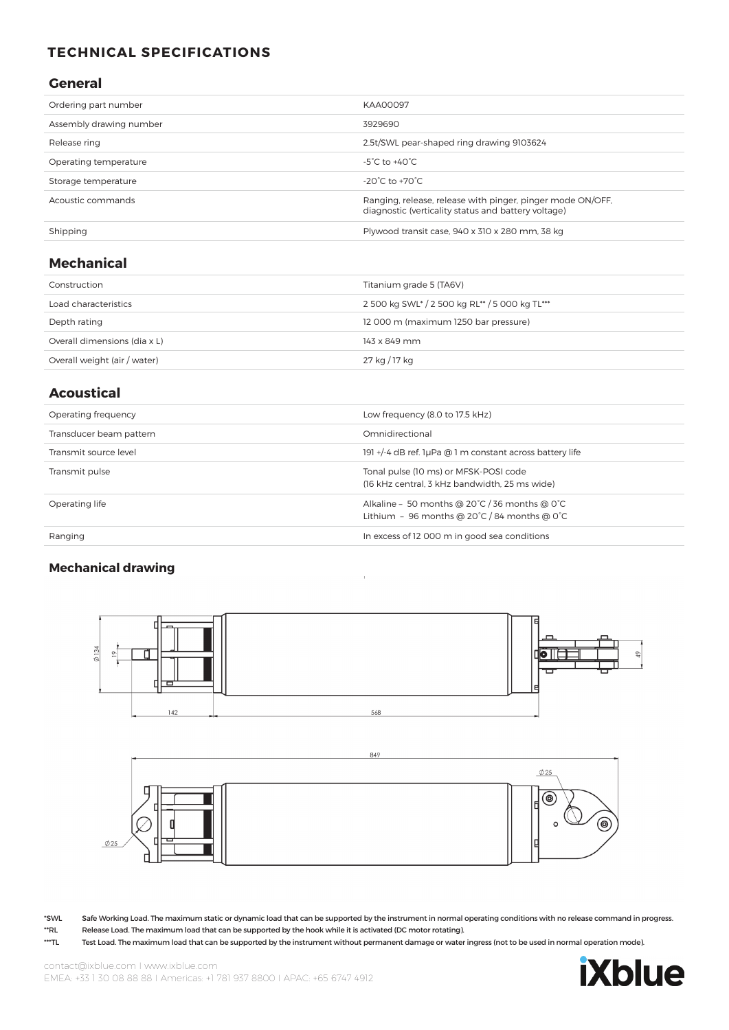# TECHNICAL SPECIFICATIONS

## General

| | |
|---|---|
| Ordering part number | KAA00097 |
| Assembly drawing number | 3929690 |
| Release ring | 2.5t/SWL pear-shaped ring drawing 9103624 |
| Operating temperature | -5°C to +40°C |
| Storage temperature | -20°C to +70°C |
| Acoustic commands | Ranging, release, release with pinger, pinger mode ON/OFF, diagnostic (verticality status and battery voltage) |
| Shipping | Plywood transit case, 940 x 310 x 280 mm, 38 kg |

## Mechanical

| | |
|---|---|
| Construction | Titanium grade 5 (TA6V) |
| Load characteristics | 2 500 kg SWL* / 2 500 kg RL** / 5 000 kg TL*** |
| Depth rating | 12 000 m (maximum 1250 bar pressure) |
| Overall dimensions (dia x L) | 143 x 849 mm |
| Overall weight (air / water) | 27 kg / 17 kg |

## Acoustical

| | |
|---|---|
| Operating frequency | Low frequency (8.0 to 17.5 kHz) |
| Transducer beam pattern | Omnidirectional |
| Transmit source level | 191 +/-4 dB ref. 1μPa @ 1 m constant across battery life |
| Transmit pulse | Tonal pulse (10 ms) or MFSK-POSI code (16 kHz central, 3 kHz bandwidth, 25 ms wide) |
| Operating life | Alkaline – 50 months @ 20°C / 36 months @ 0°C<br>Lithium – 96 months @ 20°C / 84 months @ 0°C |
| Ranging | In excess of 12 000 m in good sea conditions |

## Mechanical drawing

Ø134
19
142
568
49
849
Ø25
Ø25

*SWL Safe Working Load. The maximum static or dynamic load that can be supported by the instrument in normal operating conditions with no release command in progress.

**RL Release Load. The maximum load that can be supported by the hook while it is activated (DC motor rotating).

***TL Test Load. The maximum load that can be supported by the instrument without permanent damage or water ingress (not to be used in normal operation mode).

contact@ixblue.com | www.ixblue.com
EMEA: +33 1 30 08 88 88 | Americas: +1 781 937 8800 | APAC: +65 6747 4912

iXblue